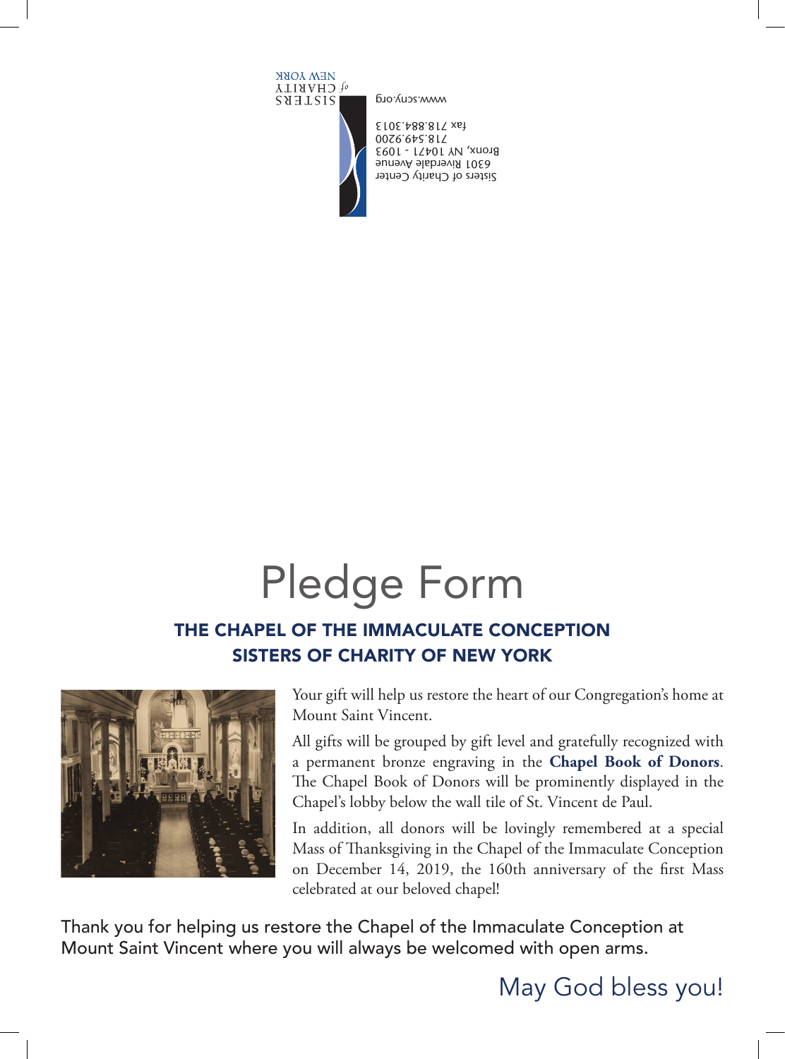SISTERS of CHARITY NEW YORK

Sisters of Charity Center
6301 Riverdale Avenue
Bronx, NY 10471 - 1093
718.549.9200
fax 718.884.3013

www.scny.org

# Pledge Form

## THE CHAPEL OF THE IMMACULATE CONCEPTION
## SISTERS OF CHARITY OF NEW YORK

Your gift will help us restore the heart of our Congregation's home at Mount Saint Vincent.

All gifts will be grouped by gift level and gratefully recognized with a permanent bronze engraving in the **Chapel Book of Donors**. The Chapel Book of Donors will be prominently displayed in the Chapel's lobby below the wall tile of St. Vincent de Paul.

In addition, all donors will be lovingly remembered at a special Mass of Thanksgiving in the Chapel of the Immaculate Conception on December 14, 2019, the 160th anniversary of the first Mass celebrated at our beloved chapel!

Thank you for helping us restore the Chapel of the Immaculate Conception at Mount Saint Vincent where you will always be welcomed with open arms.

May God bless you!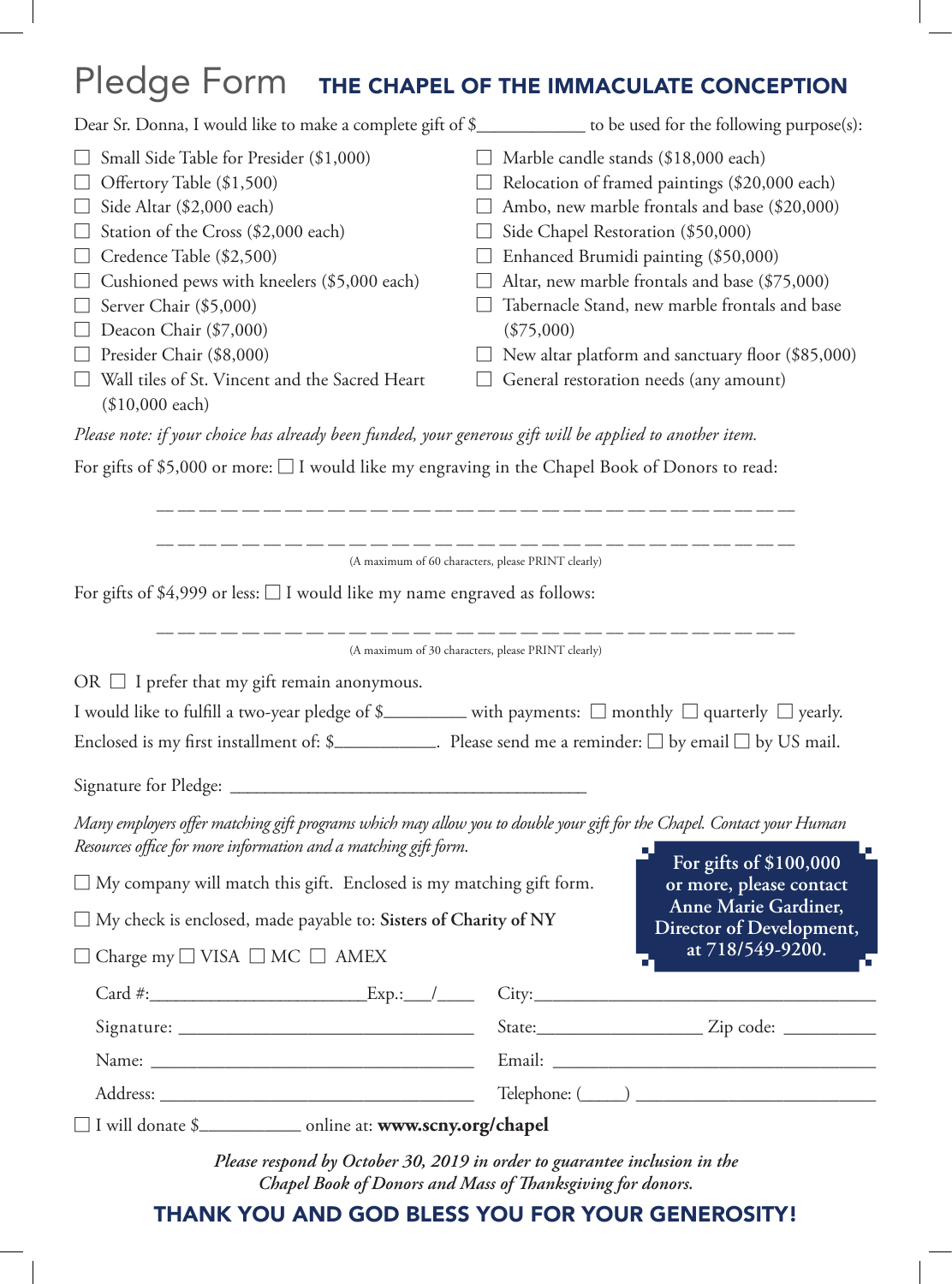# Pledge Form THE CHAPEL OF THE IMMACULATE CONCEPTION

Dear Sr. Donna, I would like to make a complete gift of $____________ to be used for the following purpose(s):

- ☐ Small Side Table for Presider ($1,000)
- ☐ Offertory Table ($1,500)
- ☐ Side Altar ($2,000 each)
- ☐ Station of the Cross ($2,000 each)
- ☐ Credence Table ($2,500)
- ☐ Cushioned pews with kneelers ($5,000 each)
- ☐ Server Chair ($5,000)
- ☐ Deacon Chair ($7,000)
- ☐ Presider Chair ($8,000)
- ☐ Wall tiles of St. Vincent and the Sacred Heart ($10,000 each)
- ☐ Marble candle stands ($18,000 each)
- ☐ Relocation of framed paintings ($20,000 each)
- ☐ Ambo, new marble frontals and base ($20,000)
- ☐ Side Chapel Restoration ($50,000)
- ☐ Enhanced Brumidi painting ($50,000)
- ☐ Altar, new marble frontals and base ($75,000)
- ☐ Tabernacle Stand, new marble frontals and base ($75,000)
- ☐ New altar platform and sanctuary floor ($85,000)
- ☐ General restoration needs (any amount)

*Please note: if your choice has already been funded, your generous gift will be applied to another item.*

For gifts of $5,000 or more: ☐ I would like my engraving in the Chapel Book of Donors to read:

_ _ _ _ _ _ _ _ _ _ _ _ _ _ _ _ _ _ _ _ _ _ _ _ _ _ _ _ _ _

_ _ _ _ _ _ _ _ _ _ _ _ _ _ _ _ _ _ _ _ _ _ _ _ _ _ _ _ _ _

(A maximum of 60 characters, please PRINT clearly)

For gifts of $4,999 or less: ☐ I would like my name engraved as follows:

_ _ _ _ _ _ _ _ _ _ _ _ _ _ _ _ _ _ _ _ _ _ _ _ _ _ _ _ _ _

(A maximum of 30 characters, please PRINT clearly)

OR ☐ I prefer that my gift remain anonymous.

I would like to fulfill a two-year pledge of $_________ with payments: ☐ monthly ☐ quarterly ☐ yearly.

Enclosed is my first installment of: $___________. Please send me a reminder: ☐ by email ☐ by US mail.

Signature for Pledge: _______________________________________

*Many employers offer matching gift programs which may allow you to double your gift for the Chapel. Contact your Human Resources office for more information and a matching gift form.*

☐ My company will match this gift. Enclosed is my matching gift form.

☐ My check is enclosed, made payable to: **Sisters of Charity of NY**

☐ Charge my ☐ VISA ☐ MC ☐ AMEX

**For gifts of $100,000 or more, please contact Anne Marie Gardiner, Director of Development, at 718/549-9200.**

Card #:_______________________Exp.:___/____

Signature: ________________________________

Name: ___________________________________

Address: _________________________________

City:_____________________________________

State:_________________ Zip code: __________

Email: ___________________________________

Telephone: (_____) ________________________

☐ I will donate $___________ online at: **www.scny.org/chapel**

*Please respond by October 30, 2019 in order to guarantee inclusion in the Chapel Book of Donors and Mass of Thanksgiving for donors.*

**THANK YOU AND GOD BLESS YOU FOR YOUR GENEROSITY!**